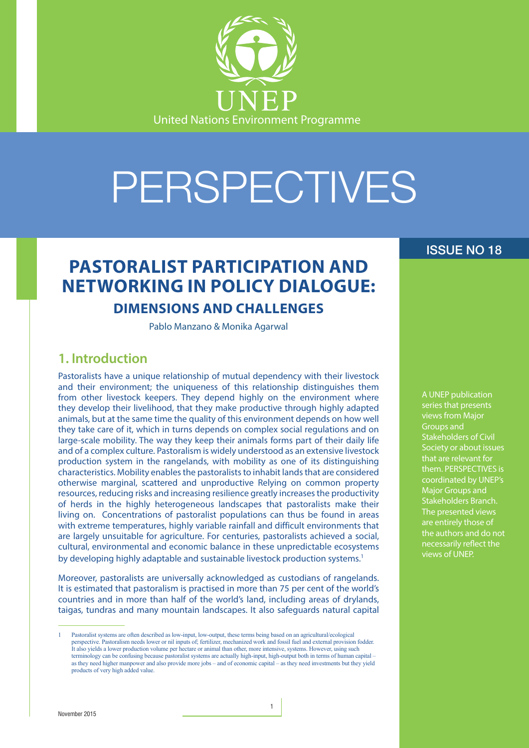UNEP

United Nations Environment Programme

# PERSPECTIVES

ISSUE NO 18

# PASTORALIST PARTICIPATION AND NETWORKING IN POLICY DIALOGUE:

## DIMENSIONS AND CHALLENGES

Pablo Manzano & Monika Agarwal

A UNEP publication series that presents views from Major Groups and Stakeholders of Civil Society or about issues that are relevant for them. PERSPECTIVES is coordinated by UNEP's Major Groups and Stakeholders Branch. The presented views are entirely those of the authors and do not necessarily reflect the views of UNEP.

## 1. Introduction

Pastoralists have a unique relationship of mutual dependency with their livestock and their environment; the uniqueness of this relationship distinguishes them from other livestock keepers. They depend highly on the environment where they develop their livelihood, that they make productive through highly adapted animals, but at the same time the quality of this environment depends on how well they take care of it, which in turns depends on complex social regulations and on large-scale mobility. The way they keep their animals forms part of their daily life and of a complex culture. Pastoralism is widely understood as an extensive livestock production system in the rangelands, with mobility as one of its distinguishing characteristics. Mobility enables the pastoralists to inhabit lands that are considered otherwise marginal, scattered and unproductive Relying on common property resources, reducing risks and increasing resilience greatly increases the productivity of herds in the highly heterogeneous landscapes that pastoralists make their living on. Concentrations of pastoralist populations can thus be found in areas with extreme temperatures, highly variable rainfall and difficult environments that are largely unsuitable for agriculture. For centuries, pastoralists achieved a social, cultural, environmental and economic balance in these unpredictable ecosystems by developing highly adaptable and sustainable livestock production systems.[1]

Moreover, pastoralists are universally acknowledged as custodians of rangelands. It is estimated that pastoralism is practised in more than 75 per cent of the world's countries and in more than half of the world's land, including areas of drylands, taigas, tundras and many mountain landscapes. It also safeguards natural capital

[1] Pastoralist systems are often described as low-input, low-output, these terms being based on an agricultural/ecological perspective. Pastoralism needs lower or nil inputs of; fertilizer, mechanized work and fossil fuel and external provision fodder. It also yields a lower production volume per hectare or animal than other, more intensive, systems. However, using such terminology can be confusing because pastoralist systems are actually high-input, high-output both in terms of human capital – as they need higher manpower and also provide more jobs – and of economic capital – as they need investments but they yield products of very high added value.

November 2015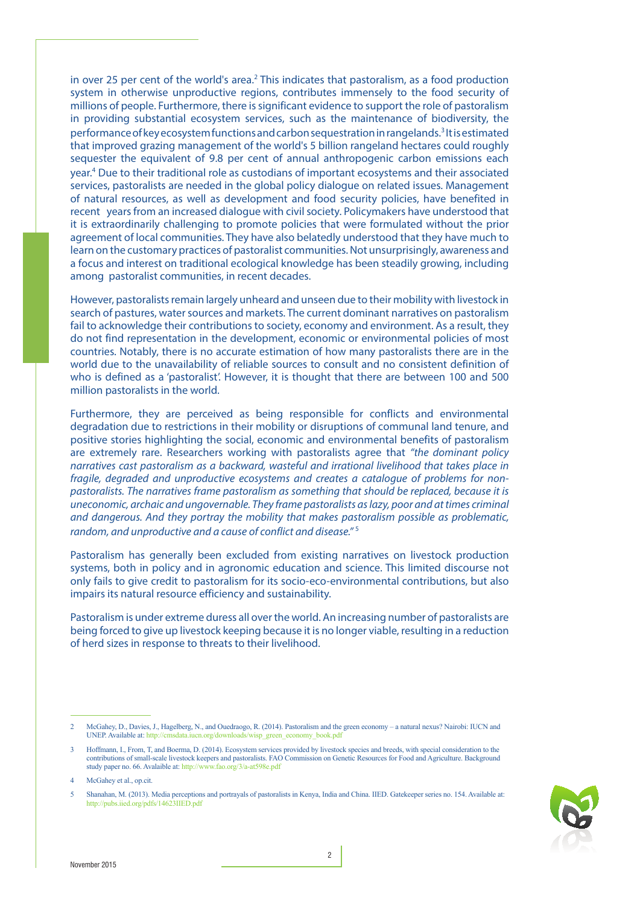in over 25 per cent of the world's area.[2] This indicates that pastoralism, as a food production system in otherwise unproductive regions, contributes immensely to the food security of millions of people. Furthermore, there is significant evidence to support the role of pastoralism in providing substantial ecosystem services, such as the maintenance of biodiversity, the performance of key ecosystem functions and carbon sequestration in rangelands.[3] It is estimated that improved grazing management of the world's 5 billion rangeland hectares could roughly sequester the equivalent of 9.8 per cent of annual anthropogenic carbon emissions each year.[4] Due to their traditional role as custodians of important ecosystems and their associated services, pastoralists are needed in the global policy dialogue on related issues. Management of natural resources, as well as development and food security policies, have benefited in recent years from an increased dialogue with civil society. Policymakers have understood that it is extraordinarily challenging to promote policies that were formulated without the prior agreement of local communities. They have also belatedly understood that they have much to learn on the customary practices of pastoralist communities. Not unsurprisingly, awareness and a focus and interest on traditional ecological knowledge has been steadily growing, including among pastoralist communities, in recent decades.

However, pastoralists remain largely unheard and unseen due to their mobility with livestock in search of pastures, water sources and markets. The current dominant narratives on pastoralism fail to acknowledge their contributions to society, economy and environment. As a result, they do not find representation in the development, economic or environmental policies of most countries. Notably, there is no accurate estimation of how many pastoralists there are in the world due to the unavailability of reliable sources to consult and no consistent definition of who is defined as a 'pastoralist'. However, it is thought that there are between 100 and 500 million pastoralists in the world.

Furthermore, they are perceived as being responsible for conflicts and environmental degradation due to restrictions in their mobility or disruptions of communal land tenure, and positive stories highlighting the social, economic and environmental benefits of pastoralism are extremely rare. Researchers working with pastoralists agree that *"the dominant policy narratives cast pastoralism as a backward, wasteful and irrational livelihood that takes place in fragile, degraded and unproductive ecosystems and creates a catalogue of problems for non-pastoralists. The narratives frame pastoralism as something that should be replaced, because it is uneconomic, archaic and ungovernable. They frame pastoralists as lazy, poor and at times criminal and dangerous. And they portray the mobility that makes pastoralism possible as problematic, random, and unproductive and a cause of conflict and disease."* [5]

Pastoralism has generally been excluded from existing narratives on livestock production systems, both in policy and in agronomic education and science. This limited discourse not only fails to give credit to pastoralism for its socio-eco-environmental contributions, but also impairs its natural resource efficiency and sustainability.

Pastoralism is under extreme duress all over the world. An increasing number of pastoralists are being forced to give up livestock keeping because it is no longer viable, resulting in a reduction of herd sizes in response to threats to their livelihood.

---

2 McGahey, D., Davies, J., Hagelberg, N., and Ouedraogo, R. (2014). Pastoralism and the green economy – a natural nexus? Nairobi: IUCN and UNEP. Available at: http://cmsdata.iucn.org/downloads/wisp_green_economy_book.pdf

3 Hoffmann, I., From, T, and Boerma, D. (2014). Ecosystem services provided by livestock species and breeds, with special consideration to the contributions of small-scale livestock keepers and pastoralists. FAO Commission on Genetic Resources for Food and Agriculture. Background study paper no. 66. Avalaible at: http://www.fao.org/3/a-at598e.pdf

4 McGahey et al., op.cit.

5 Shanahan, M. (2013). Media perceptions and portrayals of pastoralists in Kenya, India and China. IIED. Gatekeeper series no. 154. Available at: http://pubs.iied.org/pdfs/14623IIED.pdf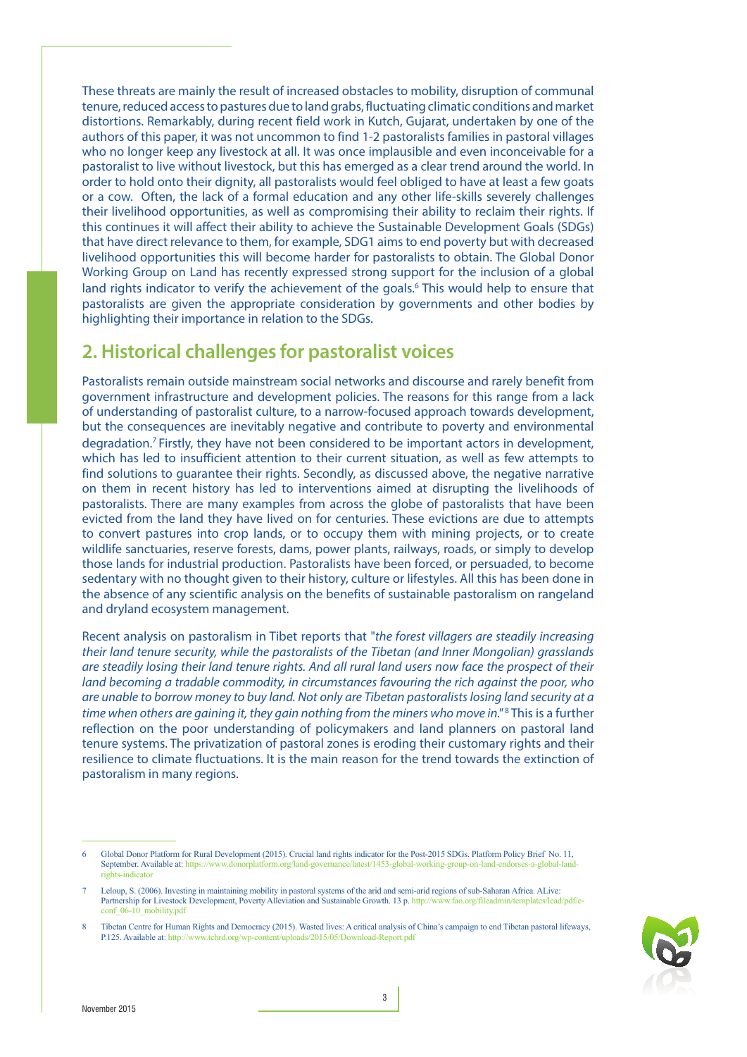These threats are mainly the result of increased obstacles to mobility, disruption of communal tenure, reduced access to pastures due to land grabs, fluctuating climatic conditions and market distortions. Remarkably, during recent field work in Kutch, Gujarat, undertaken by one of the authors of this paper, it was not uncommon to find 1-2 pastoralists families in pastoral villages who no longer keep any livestock at all. It was once implausible and even inconceivable for a pastoralist to live without livestock, but this has emerged as a clear trend around the world. In order to hold onto their dignity, all pastoralists would feel obliged to have at least a few goats or a cow. Often, the lack of a formal education and any other life-skills severely challenges their livelihood opportunities, as well as compromising their ability to reclaim their rights. If this continues it will affect their ability to achieve the Sustainable Development Goals (SDGs) that have direct relevance to them, for example, SDG1 aims to end poverty but with decreased livelihood opportunities this will become harder for pastoralists to obtain. The Global Donor Working Group on Land has recently expressed strong support for the inclusion of a global land rights indicator to verify the achievement of the goals.[6] This would help to ensure that pastoralists are given the appropriate consideration by governments and other bodies by highlighting their importance in relation to the SDGs.

## 2. Historical challenges for pastoralist voices

Pastoralists remain outside mainstream social networks and discourse and rarely benefit from government infrastructure and development policies. The reasons for this range from a lack of understanding of pastoralist culture, to a narrow-focused approach towards development, but the consequences are inevitably negative and contribute to poverty and environmental degradation.[7] Firstly, they have not been considered to be important actors in development, which has led to insufficient attention to their current situation, as well as few attempts to find solutions to guarantee their rights. Secondly, as discussed above, the negative narrative on them in recent history has led to interventions aimed at disrupting the livelihoods of pastoralists. There are many examples from across the globe of pastoralists that have been evicted from the land they have lived on for centuries. These evictions are due to attempts to convert pastures into crop lands, or to occupy them with mining projects, or to create wildlife sanctuaries, reserve forests, dams, power plants, railways, roads, or simply to develop those lands for industrial production. Pastoralists have been forced, or persuaded, to become sedentary with no thought given to their history, culture or lifestyles. All this has been done in the absence of any scientific analysis on the benefits of sustainable pastoralism on rangeland and dryland ecosystem management.

Recent analysis on pastoralism in Tibet reports that "*the forest villagers are steadily increasing their land tenure security, while the pastoralists of the Tibetan (and Inner Mongolian) grasslands are steadily losing their land tenure rights. And all rural land users now face the prospect of their land becoming a tradable commodity, in circumstances favouring the rich against the poor, who are unable to borrow money to buy land. Not only are Tibetan pastoralists losing land security at a time when others are gaining it, they gain nothing from the miners who move in.*"[8] This is a further reflection on the poor understanding of policymakers and land planners on pastoral land tenure systems. The privatization of pastoral zones is eroding their customary rights and their resilience to climate fluctuations. It is the main reason for the trend towards the extinction of pastoralism in many regions.

---

6 Global Donor Platform for Rural Development (2015). Crucial land rights indicator for the Post-2015 SDGs. Platform Policy Brief No. 11, September. Available at: https://www.donorplatform.org/land-governance/latest/1453-global-working-group-on-land-endorses-a-global-land-rights-indicator

7 Leloup, S. (2006). Investing in maintaining mobility in pastoral systems of the arid and semi-arid regions of sub-Saharan Africa. ALive: Partnership for Livestock Development, Poverty Alleviation and Sustainable Growth. 13 p. http://www.fao.org/fileadmin/templates/lead/pdf/e-conf_06-10_mobility.pdf

8 Tibetan Centre for Human Rights and Democracy (2015). Wasted lives: A critical analysis of China's campaign to end Tibetan pastoral lifeways, P.125. Available at: http://www.tchrd.org/wp-content/uploads/2015/05/Download-Report.pdf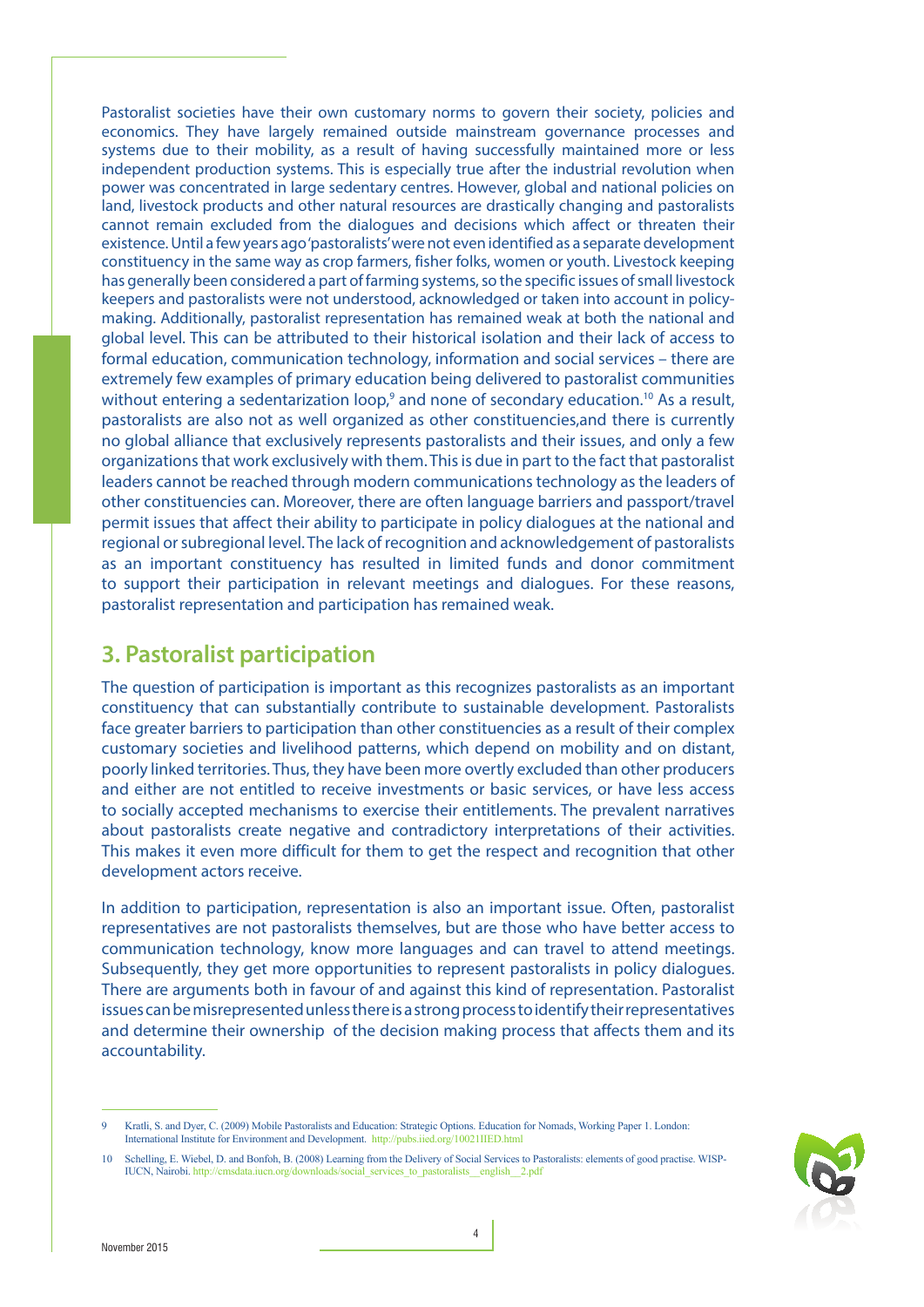Pastoralist societies have their own customary norms to govern their society, policies and economics. They have largely remained outside mainstream governance processes and systems due to their mobility, as a result of having successfully maintained more or less independent production systems. This is especially true after the industrial revolution when power was concentrated in large sedentary centres. However, global and national policies on land, livestock products and other natural resources are drastically changing and pastoralists cannot remain excluded from the dialogues and decisions which affect or threaten their existence. Until a few years ago 'pastoralists' were not even identified as a separate development constituency in the same way as crop farmers, fisher folks, women or youth. Livestock keeping has generally been considered a part of farming systems, so the specific issues of small livestock keepers and pastoralists were not understood, acknowledged or taken into account in policy-making. Additionally, pastoralist representation has remained weak at both the national and global level. This can be attributed to their historical isolation and their lack of access to formal education, communication technology, information and social services – there are extremely few examples of primary education being delivered to pastoralist communities without entering a sedentarization loop,[9] and none of secondary education.[10] As a result, pastoralists are also not as well organized as other constituencies,and there is currently no global alliance that exclusively represents pastoralists and their issues, and only a few organizations that work exclusively with them. This is due in part to the fact that pastoralist leaders cannot be reached through modern communications technology as the leaders of other constituencies can. Moreover, there are often language barriers and passport/travel permit issues that affect their ability to participate in policy dialogues at the national and regional or subregional level. The lack of recognition and acknowledgement of pastoralists as an important constituency has resulted in limited funds and donor commitment to support their participation in relevant meetings and dialogues. For these reasons, pastoralist representation and participation has remained weak.

## 3. Pastoralist participation

The question of participation is important as this recognizes pastoralists as an important constituency that can substantially contribute to sustainable development. Pastoralists face greater barriers to participation than other constituencies as a result of their complex customary societies and livelihood patterns, which depend on mobility and on distant, poorly linked territories. Thus, they have been more overtly excluded than other producers and either are not entitled to receive investments or basic services, or have less access to socially accepted mechanisms to exercise their entitlements. The prevalent narratives about pastoralists create negative and contradictory interpretations of their activities. This makes it even more difficult for them to get the respect and recognition that other development actors receive.

In addition to participation, representation is also an important issue. Often, pastoralist representatives are not pastoralists themselves, but are those who have better access to communication technology, know more languages and can travel to attend meetings. Subsequently, they get more opportunities to represent pastoralists in policy dialogues. There are arguments both in favour of and against this kind of representation. Pastoralist issues can be misrepresented unless there is a strong process to identify their representatives and determine their ownership of the decision making process that affects them and its accountability.

---

9 Kratli, S. and Dyer, C. (2009) Mobile Pastoralists and Education: Strategic Options. Education for Nomads, Working Paper 1. London: International Institute for Environment and Development. http://pubs.iied.org/10021IIED.html

10 Schelling, E. Wiebel, D. and Bonfoh, B. (2008) Learning from the Delivery of Social Services to Pastoralists: elements of good practise. WISP-IUCN, Nairobi. http://cmsdata.iucn.org/downloads/social_services_to_pastoralists__english__2.pdf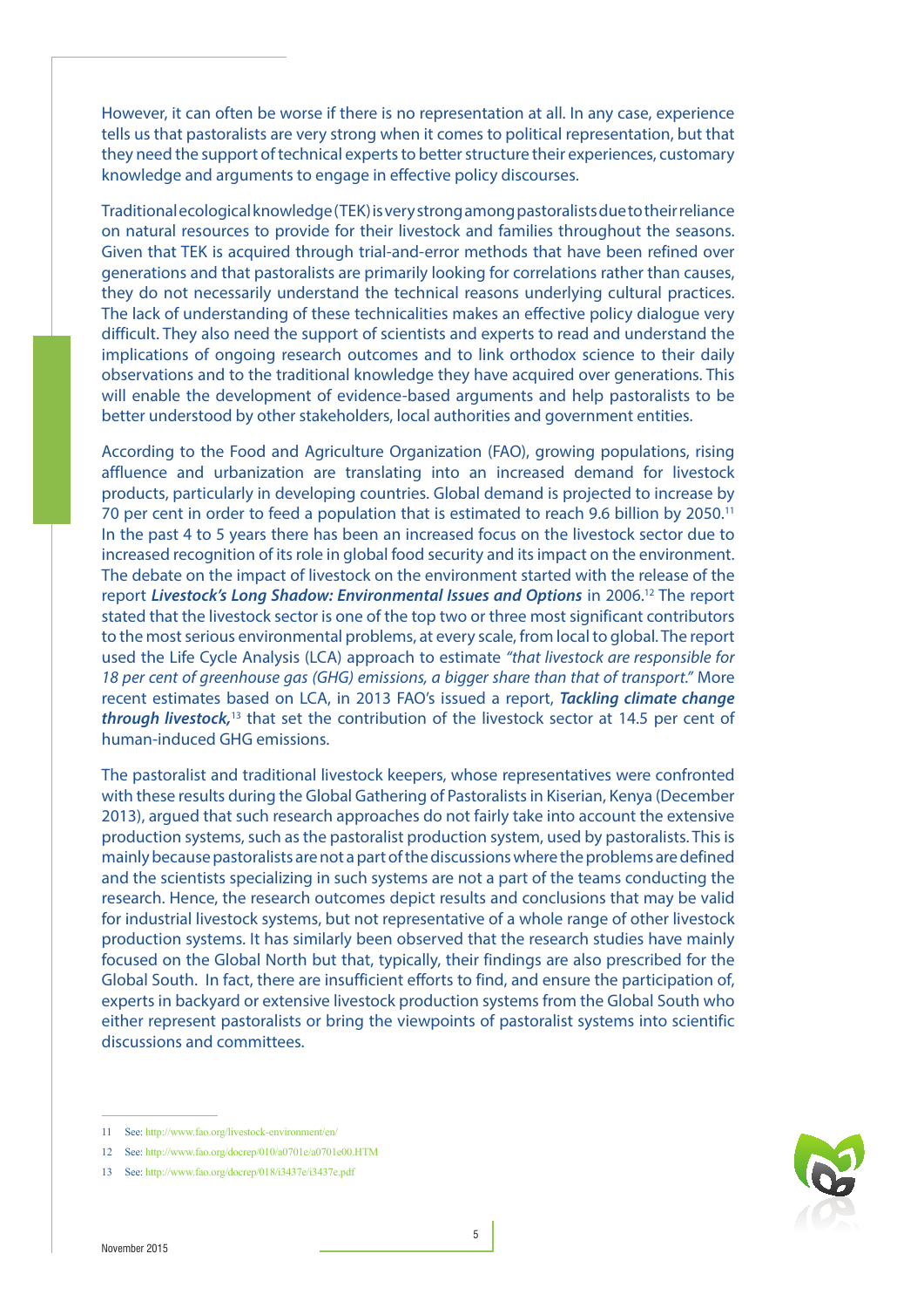However, it can often be worse if there is no representation at all. In any case, experience tells us that pastoralists are very strong when it comes to political representation, but that they need the support of technical experts to better structure their experiences, customary knowledge and arguments to engage in effective policy discourses.

Traditional ecological knowledge (TEK) is very strong among pastoralists due to their reliance on natural resources to provide for their livestock and families throughout the seasons. Given that TEK is acquired through trial-and-error methods that have been refined over generations and that pastoralists are primarily looking for correlations rather than causes, they do not necessarily understand the technical reasons underlying cultural practices. The lack of understanding of these technicalities makes an effective policy dialogue very difficult. They also need the support of scientists and experts to read and understand the implications of ongoing research outcomes and to link orthodox science to their daily observations and to the traditional knowledge they have acquired over generations. This will enable the development of evidence-based arguments and help pastoralists to be better understood by other stakeholders, local authorities and government entities.

According to the Food and Agriculture Organization (FAO), growing populations, rising affluence and urbanization are translating into an increased demand for livestock products, particularly in developing countries. Global demand is projected to increase by 70 per cent in order to feed a population that is estimated to reach 9.6 billion by 2050.[11] In the past 4 to 5 years there has been an increased focus on the livestock sector due to increased recognition of its role in global food security and its impact on the environment. The debate on the impact of livestock on the environment started with the release of the report ***Livestock's Long Shadow: Environmental Issues and Options*** in 2006.[12] The report stated that the livestock sector is one of the top two or three most significant contributors to the most serious environmental problems, at every scale, from local to global. The report used the Life Cycle Analysis (LCA) approach to estimate *"that livestock are responsible for 18 per cent of greenhouse gas (GHG) emissions, a bigger share than that of transport."* More recent estimates based on LCA, in 2013 FAO's issued a report, ***Tackling climate change through livestock,***[13] that set the contribution of the livestock sector at 14.5 per cent of human-induced GHG emissions.

The pastoralist and traditional livestock keepers, whose representatives were confronted with these results during the Global Gathering of Pastoralists in Kiserian, Kenya (December 2013), argued that such research approaches do not fairly take into account the extensive production systems, such as the pastoralist production system, used by pastoralists. This is mainly because pastoralists are not a part of the discussions where the problems are defined and the scientists specializing in such systems are not a part of the teams conducting the research. Hence, the research outcomes depict results and conclusions that may be valid for industrial livestock systems, but not representative of a whole range of other livestock production systems. It has similarly been observed that the research studies have mainly focused on the Global North but that, typically, their findings are also prescribed for the Global South. In fact, there are insufficient efforts to find, and ensure the participation of, experts in backyard or extensive livestock production systems from the Global South who either represent pastoralists or bring the viewpoints of pastoralist systems into scientific discussions and committees.

---

11 See: http://www.fao.org/livestock-environment/en/

12 See: http://www.fao.org/docrep/010/a0701e/a0701e00.HTM

13 See: http://www.fao.org/docrep/018/i3437e/i3437e.pdf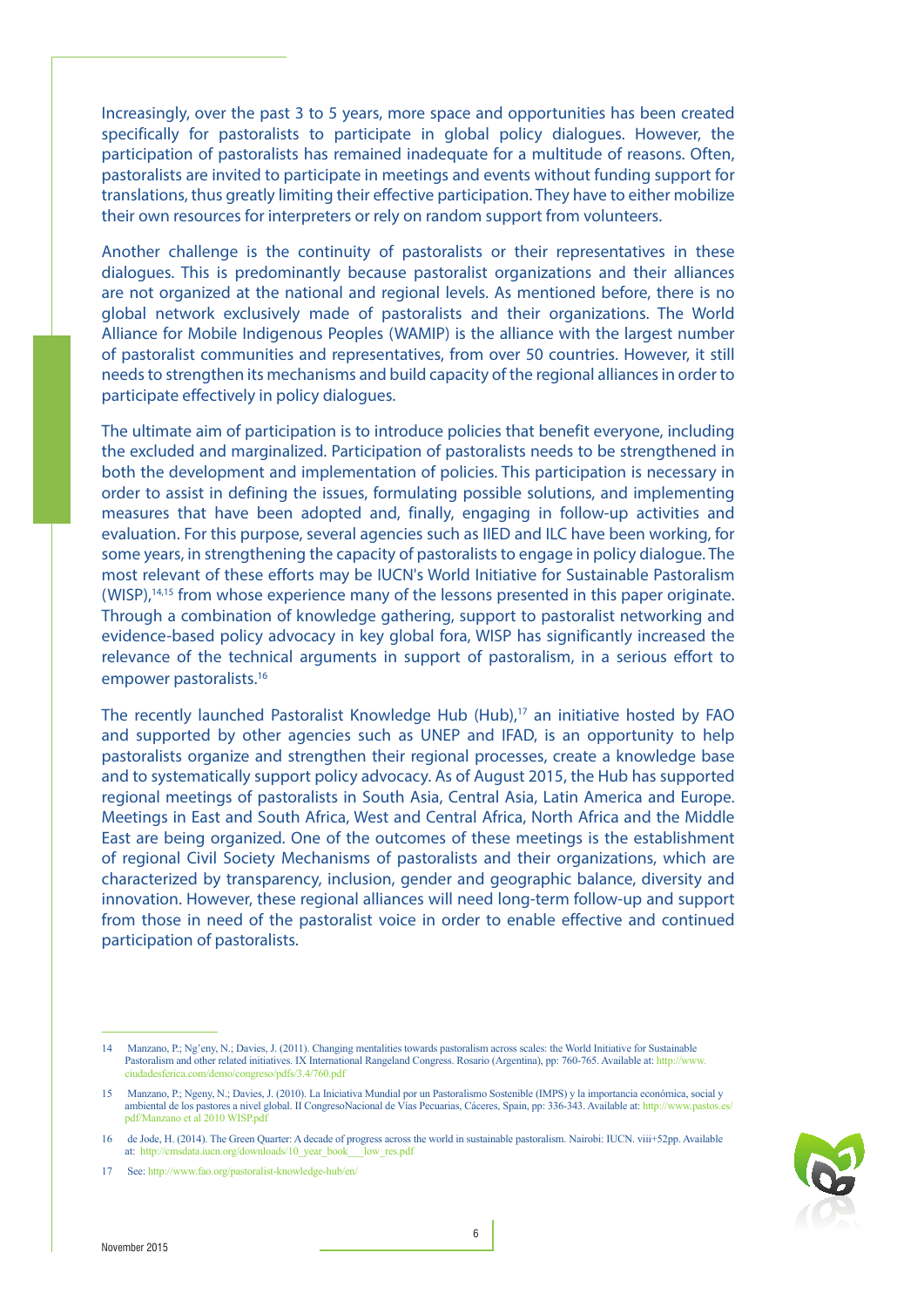Increasingly, over the past 3 to 5 years, more space and opportunities has been created specifically for pastoralists to participate in global policy dialogues. However, the participation of pastoralists has remained inadequate for a multitude of reasons. Often, pastoralists are invited to participate in meetings and events without funding support for translations, thus greatly limiting their effective participation. They have to either mobilize their own resources for interpreters or rely on random support from volunteers.

Another challenge is the continuity of pastoralists or their representatives in these dialogues. This is predominantly because pastoralist organizations and their alliances are not organized at the national and regional levels. As mentioned before, there is no global network exclusively made of pastoralists and their organizations. The World Alliance for Mobile Indigenous Peoples (WAMIP) is the alliance with the largest number of pastoralist communities and representatives, from over 50 countries. However, it still needs to strengthen its mechanisms and build capacity of the regional alliances in order to participate effectively in policy dialogues.

The ultimate aim of participation is to introduce policies that benefit everyone, including the excluded and marginalized. Participation of pastoralists needs to be strengthened in both the development and implementation of policies. This participation is necessary in order to assist in defining the issues, formulating possible solutions, and implementing measures that have been adopted and, finally, engaging in follow-up activities and evaluation. For this purpose, several agencies such as IIED and ILC have been working, for some years, in strengthening the capacity of pastoralists to engage in policy dialogue. The most relevant of these efforts may be IUCN's World Initiative for Sustainable Pastoralism (WISP),[14,15] from whose experience many of the lessons presented in this paper originate. Through a combination of knowledge gathering, support to pastoralist networking and evidence-based policy advocacy in key global fora, WISP has significantly increased the relevance of the technical arguments in support of pastoralism, in a serious effort to empower pastoralists.[16]

The recently launched Pastoralist Knowledge Hub (Hub),[17] an initiative hosted by FAO and supported by other agencies such as UNEP and IFAD, is an opportunity to help pastoralists organize and strengthen their regional processes, create a knowledge base and to systematically support policy advocacy. As of August 2015, the Hub has supported regional meetings of pastoralists in South Asia, Central Asia, Latin America and Europe. Meetings in East and South Africa, West and Central Africa, North Africa and the Middle East are being organized. One of the outcomes of these meetings is the establishment of regional Civil Society Mechanisms of pastoralists and their organizations, which are characterized by transparency, inclusion, gender and geographic balance, diversity and innovation. However, these regional alliances will need long-term follow-up and support from those in need of the pastoralist voice in order to enable effective and continued participation of pastoralists.

---

14 Manzano, P.; Ng'eny, N.; Davies, J. (2011). Changing mentalities towards pastoralism across scales: the World Initiative for Sustainable Pastoralism and other related initiatives. IX International Rangeland Congress. Rosario (Argentina), pp: 760-765. Available at: http://www.ciudadesferica.com/demo/congreso/pdfs/3.4/760.pdf

15 Manzano, P.; Ngeny, N.; Davies, J. (2010). La Iniciativa Mundial por un Pastoralismo Sostenible (IMPS) y la importancia económica, social y ambiental de los pastores a nivel global. II CongresoNacional de Vías Pecuarias, Cáceres, Spain, pp: 336-343. Available at: http://www.pastos.es/pdf/Manzano et al 2010 WISP.pdf

16 de Jode, H. (2014). The Green Quarter: A decade of progress across the world in sustainable pastoralism. Nairobi: IUCN. viii+52pp. Available at: http://cmsdata.iucn.org/downloads/10_year_book___low_res.pdf

17 See: http://www.fao.org/pastoralist-knowledge-hub/en/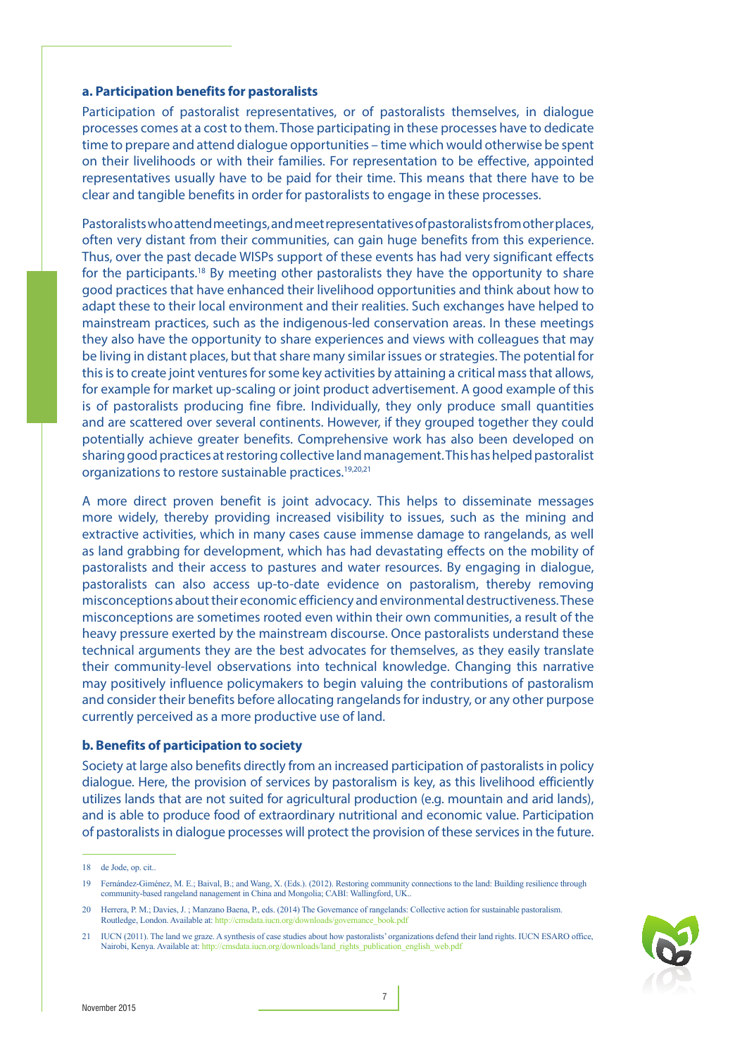### a. Participation benefits for pastoralists

Participation of pastoralist representatives, or of pastoralists themselves, in dialogue processes comes at a cost to them. Those participating in these processes have to dedicate time to prepare and attend dialogue opportunities – time which would otherwise be spent on their livelihoods or with their families. For representation to be effective, appointed representatives usually have to be paid for their time. This means that there have to be clear and tangible benefits in order for pastoralists to engage in these processes.

Pastoralists who attend meetings, and meet representatives of pastoralists from other places, often very distant from their communities, can gain huge benefits from this experience. Thus, over the past decade WISPs support of these events has had very significant effects for the participants.[18] By meeting other pastoralists they have the opportunity to share good practices that have enhanced their livelihood opportunities and think about how to adapt these to their local environment and their realities. Such exchanges have helped to mainstream practices, such as the indigenous-led conservation areas. In these meetings they also have the opportunity to share experiences and views with colleagues that may be living in distant places, but that share many similar issues or strategies. The potential for this is to create joint ventures for some key activities by attaining a critical mass that allows, for example for market up-scaling or joint product advertisement. A good example of this is of pastoralists producing fine fibre. Individually, they only produce small quantities and are scattered over several continents. However, if they grouped together they could potentially achieve greater benefits. Comprehensive work has also been developed on sharing good practices at restoring collective land management. This has helped pastoralist organizations to restore sustainable practices.[19,20,21]

A more direct proven benefit is joint advocacy. This helps to disseminate messages more widely, thereby providing increased visibility to issues, such as the mining and extractive activities, which in many cases cause immense damage to rangelands, as well as land grabbing for development, which has had devastating effects on the mobility of pastoralists and their access to pastures and water resources. By engaging in dialogue, pastoralists can also access up-to-date evidence on pastoralism, thereby removing misconceptions about their economic efficiency and environmental destructiveness. These misconceptions are sometimes rooted even within their own communities, a result of the heavy pressure exerted by the mainstream discourse. Once pastoralists understand these technical arguments they are the best advocates for themselves, as they easily translate their community-level observations into technical knowledge. Changing this narrative may positively influence policymakers to begin valuing the contributions of pastoralism and consider their benefits before allocating rangelands for industry, or any other purpose currently perceived as a more productive use of land.

### b. Benefits of participation to society

Society at large also benefits directly from an increased participation of pastoralists in policy dialogue. Here, the provision of services by pastoralism is key, as this livelihood efficiently utilizes lands that are not suited for agricultural production (e.g. mountain and arid lands), and is able to produce food of extraordinary nutritional and economic value. Participation of pastoralists in dialogue processes will protect the provision of these services in the future.

---

18 de Jode, op. cit..

19 Fernández-Giménez, M. E.; Baival, B.; and Wang, X. (Eds.). (2012). Restoring community connections to the land: Building resilience through community-based rangeland nanagement in China and Mongolia; CABI: Wallingford, UK..

20 Herrera, P. M.; Davies, J. ; Manzano Baena, P., eds. (2014) The Governance of rangelands: Collective action for sustainable pastoralism. Routledge, London. Available at: http://cmsdata.iucn.org/downloads/governance_book.pdf

21 IUCN (2011). The land we graze. A synthesis of case studies about how pastoralists' organizations defend their land rights. IUCN ESARO office, Nairobi, Kenya. Available at: http://cmsdata.iucn.org/downloads/land_rights_publication_english_web.pdf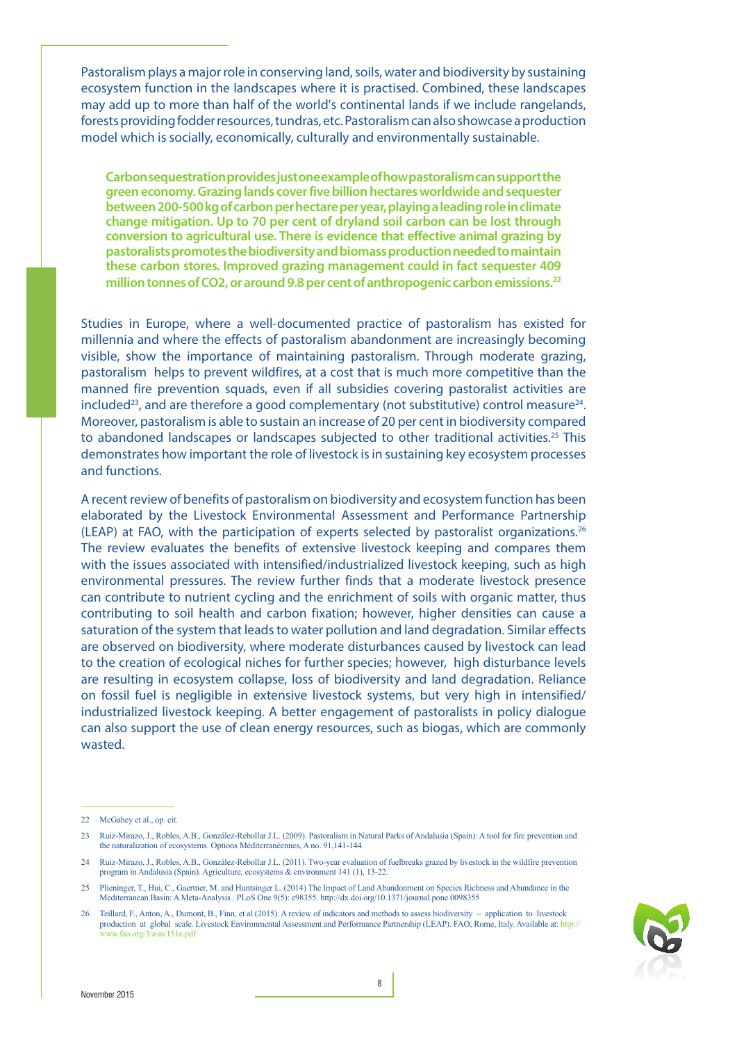Pastoralism plays a major role in conserving land, soils, water and biodiversity by sustaining ecosystem function in the landscapes where it is practised. Combined, these landscapes may add up to more than half of the world's continental lands if we include rangelands, forests providing fodder resources, tundras, etc. Pastoralism can also showcase a production model which is socially, economically, culturally and environmentally sustainable.

> **Carbon sequestration provides just one example of how pastoralism can support the green economy. Grazing lands cover five billion hectares worldwide and sequester between 200-500 kg of carbon per hectare per year, playing a leading role in climate change mitigation. Up to 70 per cent of dryland soil carbon can be lost through conversion to agricultural use. There is evidence that effective animal grazing by pastoralists promotes the biodiversity and biomass production needed to maintain these carbon stores. Improved grazing management could in fact sequester 409 million tonnes of CO2, or around 9.8 per cent of anthropogenic carbon emissions.[22]**

Studies in Europe, where a well-documented practice of pastoralism has existed for millennia and where the effects of pastoralism abandonment are increasingly becoming visible, show the importance of maintaining pastoralism. Through moderate grazing, pastoralism helps to prevent wildfires, at a cost that is much more competitive than the manned fire prevention squads, even if all subsidies covering pastoralist activities are included[23], and are therefore a good complementary (not substitutive) control measure[24]. Moreover, pastoralism is able to sustain an increase of 20 per cent in biodiversity compared to abandoned landscapes or landscapes subjected to other traditional activities.[25] This demonstrates how important the role of livestock is in sustaining key ecosystem processes and functions.

A recent review of benefits of pastoralism on biodiversity and ecosystem function has been elaborated by the Livestock Environmental Assessment and Performance Partnership (LEAP) at FAO, with the participation of experts selected by pastoralist organizations.[26] The review evaluates the benefits of extensive livestock keeping and compares them with the issues associated with intensified/industrialized livestock keeping, such as high environmental pressures. The review further finds that a moderate livestock presence can contribute to nutrient cycling and the enrichment of soils with organic matter, thus contributing to soil health and carbon fixation; however, higher densities can cause a saturation of the system that leads to water pollution and land degradation. Similar effects are observed on biodiversity, where moderate disturbances caused by livestock can lead to the creation of ecological niches for further species; however, high disturbance levels are resulting in ecosystem collapse, loss of biodiversity and land degradation. Reliance on fossil fuel is negligible in extensive livestock systems, but very high in intensified/industrialized livestock keeping. A better engagement of pastoralists in policy dialogue can also support the use of clean energy resources, such as biogas, which are commonly wasted.

---

22 McGahey et al., op. cit.

23 Ruiz-Mirazo, J., Robles, A.B., González-Rebollar J.L. (2009). Pastoralism in Natural Parks of Andalusia (Spain): A tool for fire prevention and the naturalization of ecosystems. Options Méditerranéennes, A no. 91,141-144.

24 Ruiz-Mirazo, J., Robles, A.B., González-Rebollar J.L. (2011). Two-year evaluation of fuelbreaks grazed by livestock in the wildfire prevention program in Andalusia (Spain). Agriculture, ecosystems & environment 141 (1), 13-22.

25 Plieninger, T., Hui, C., Gaertner, M. and Huntsinger L. (2014) The Impact of Land Abandonment on Species Richness and Abundance in the Mediterranean Basin: A Meta-Analysis . PLoS One 9(5): e98355. http://dx.doi.org/10.1371/journal.pone.0098355

26 Teillard, F., Anton, A., Dumont, B., Finn, et al (2015). A review of indicators and methods to assess biodiversity – application to livestock production at global scale. Livestock Environmental Assessment and Performance Partnership (LEAP). FAO, Rome, Italy. Available at: http://www.fao.org/3/a-av151e.pdf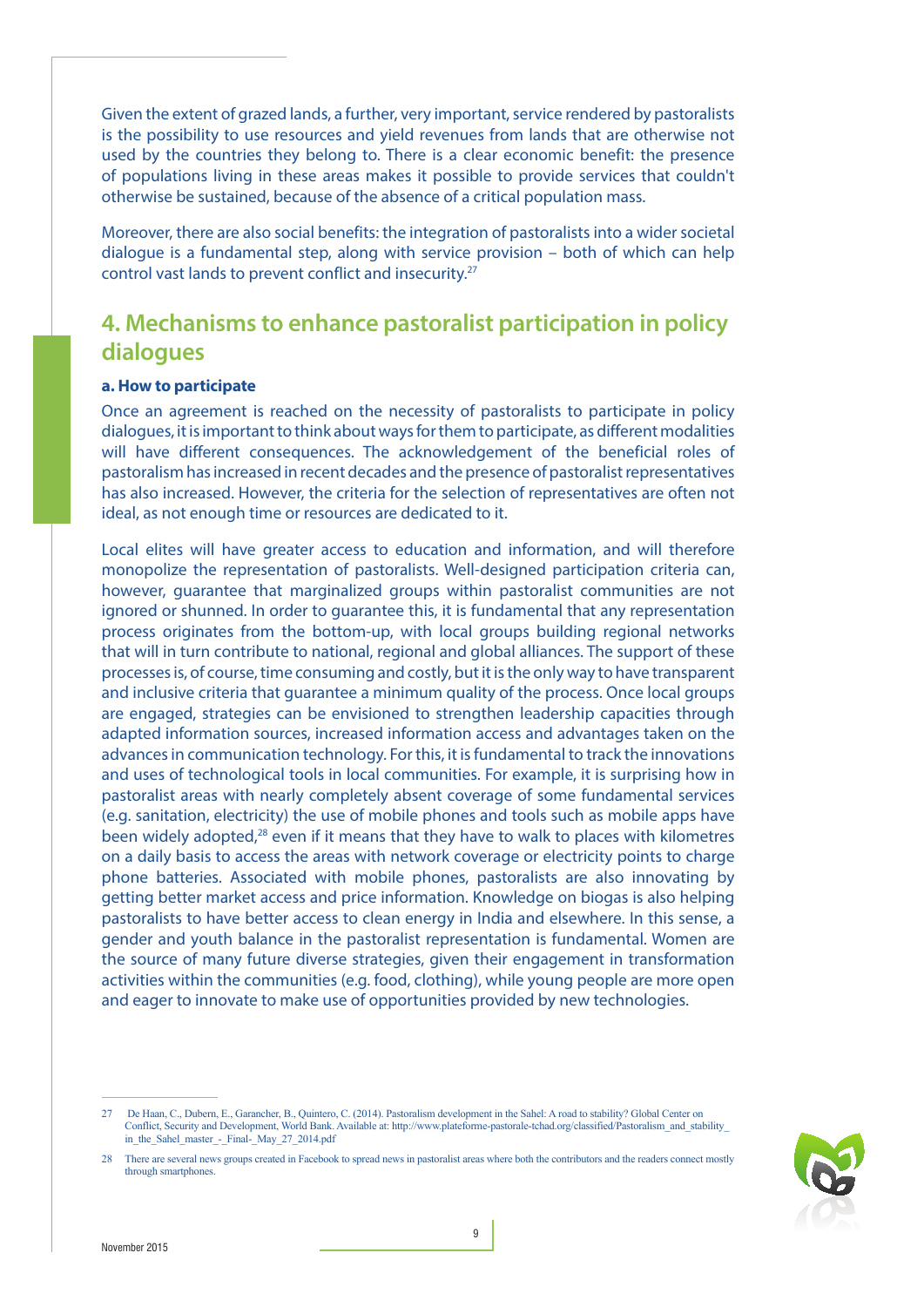Given the extent of grazed lands, a further, very important, service rendered by pastoralists is the possibility to use resources and yield revenues from lands that are otherwise not used by the countries they belong to. There is a clear economic benefit: the presence of populations living in these areas makes it possible to provide services that couldn't otherwise be sustained, because of the absence of a critical population mass.

Moreover, there are also social benefits: the integration of pastoralists into a wider societal dialogue is a fundamental step, along with service provision – both of which can help control vast lands to prevent conflict and insecurity.[27]

## 4. Mechanisms to enhance pastoralist participation in policy dialogues

### a. How to participate

Once an agreement is reached on the necessity of pastoralists to participate in policy dialogues, it is important to think about ways for them to participate, as different modalities will have different consequences. The acknowledgement of the beneficial roles of pastoralism has increased in recent decades and the presence of pastoralist representatives has also increased. However, the criteria for the selection of representatives are often not ideal, as not enough time or resources are dedicated to it.

Local elites will have greater access to education and information, and will therefore monopolize the representation of pastoralists. Well-designed participation criteria can, however, guarantee that marginalized groups within pastoralist communities are not ignored or shunned. In order to guarantee this, it is fundamental that any representation process originates from the bottom-up, with local groups building regional networks that will in turn contribute to national, regional and global alliances. The support of these processes is, of course, time consuming and costly, but it is the only way to have transparent and inclusive criteria that guarantee a minimum quality of the process. Once local groups are engaged, strategies can be envisioned to strengthen leadership capacities through adapted information sources, increased information access and advantages taken on the advances in communication technology. For this, it is fundamental to track the innovations and uses of technological tools in local communities. For example, it is surprising how in pastoralist areas with nearly completely absent coverage of some fundamental services (e.g. sanitation, electricity) the use of mobile phones and tools such as mobile apps have been widely adopted,[28] even if it means that they have to walk to places with kilometres on a daily basis to access the areas with network coverage or electricity points to charge phone batteries. Associated with mobile phones, pastoralists are also innovating by getting better market access and price information. Knowledge on biogas is also helping pastoralists to have better access to clean energy in India and elsewhere. In this sense, a gender and youth balance in the pastoralist representation is fundamental. Women are the source of many future diverse strategies, given their engagement in transformation activities within the communities (e.g. food, clothing), while young people are more open and eager to innovate to make use of opportunities provided by new technologies.

---

27 De Haan, C., Dubern, E., Garancher, B., Quintero, C. (2014). Pastoralism development in the Sahel: A road to stability? Global Center on Conflict, Security and Development, World Bank. Available at: http://www.plateforme-pastorale-tchad.org/classified/Pastoralism_and_stability_in_the_Sahel_master_-_Final-_May_27_2014.pdf

28 There are several news groups created in Facebook to spread news in pastoralist areas where both the contributors and the readers connect mostly through smartphones.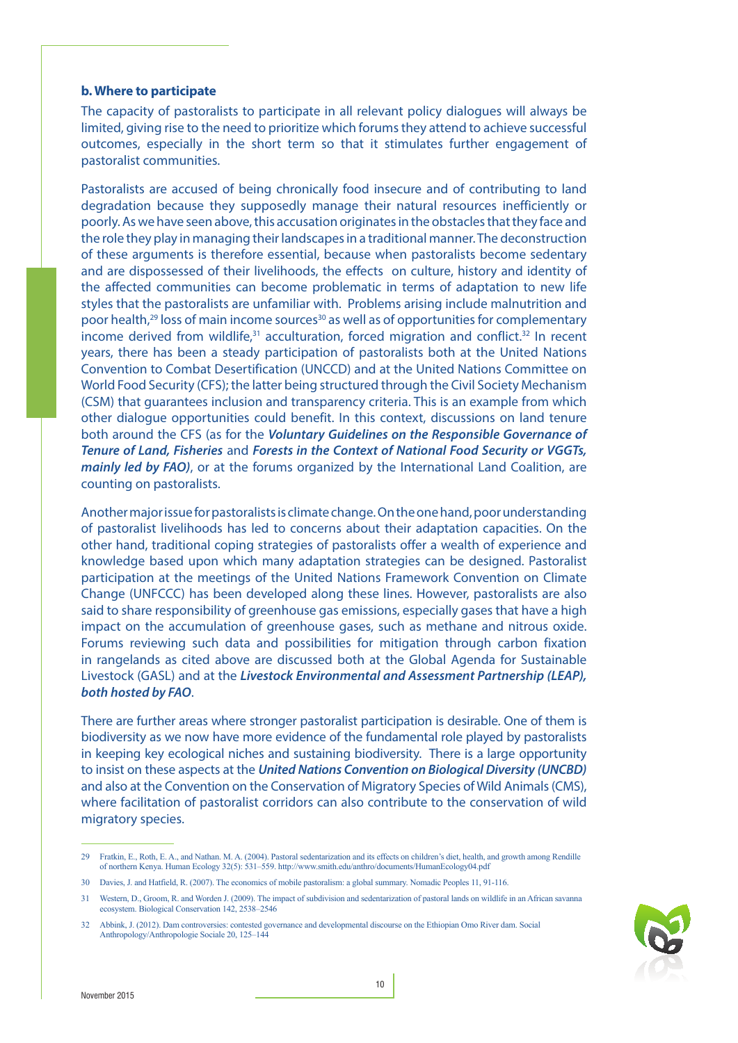**b. Where to participate**

The capacity of pastoralists to participate in all relevant policy dialogues will always be limited, giving rise to the need to prioritize which forums they attend to achieve successful outcomes, especially in the short term so that it stimulates further engagement of pastoralist communities.

Pastoralists are accused of being chronically food insecure and of contributing to land degradation because they supposedly manage their natural resources inefficiently or poorly. As we have seen above, this accusation originates in the obstacles that they face and the role they play in managing their landscapes in a traditional manner. The deconstruction of these arguments is therefore essential, because when pastoralists become sedentary and are dispossessed of their livelihoods, the effects on culture, history and identity of the affected communities can become problematic in terms of adaptation to new life styles that the pastoralists are unfamiliar with. Problems arising include malnutrition and poor health,[29] loss of main income sources[30] as well as of opportunities for complementary income derived from wildlife,[31] acculturation, forced migration and conflict.[32] In recent years, there has been a steady participation of pastoralists both at the United Nations Convention to Combat Desertification (UNCCD) and at the United Nations Committee on World Food Security (CFS); the latter being structured through the Civil Society Mechanism (CSM) that guarantees inclusion and transparency criteria. This is an example from which other dialogue opportunities could benefit. In this context, discussions on land tenure both around the CFS (as for the ***Voluntary Guidelines on the Responsible Governance of Tenure of Land, Fisheries*** and ***Forests in the Context of National Food Security or VGGTs, mainly led by FAO)***, or at the forums organized by the International Land Coalition, are counting on pastoralists.

Another major issue for pastoralists is climate change. On the one hand, poor understanding of pastoralist livelihoods has led to concerns about their adaptation capacities. On the other hand, traditional coping strategies of pastoralists offer a wealth of experience and knowledge based upon which many adaptation strategies can be designed. Pastoralist participation at the meetings of the United Nations Framework Convention on Climate Change (UNFCCC) has been developed along these lines. However, pastoralists are also said to share responsibility of greenhouse gas emissions, especially gases that have a high impact on the accumulation of greenhouse gases, such as methane and nitrous oxide. Forums reviewing such data and possibilities for mitigation through carbon fixation in rangelands as cited above are discussed both at the Global Agenda for Sustainable Livestock (GASL) and at the ***Livestock Environmental and Assessment Partnership (LEAP), both hosted by FAO***.

There are further areas where stronger pastoralist participation is desirable. One of them is biodiversity as we now have more evidence of the fundamental role played by pastoralists in keeping key ecological niches and sustaining biodiversity. There is a large opportunity to insist on these aspects at the ***United Nations Convention on Biological Diversity (UNCBD)*** and also at the Convention on the Conservation of Migratory Species of Wild Animals (CMS), where facilitation of pastoralist corridors can also contribute to the conservation of wild migratory species.

---

29 Fratkin, E., Roth, E. A., and Nathan. M. A. (2004). Pastoral sedentarization and its effects on children's diet, health, and growth among Rendille of northern Kenya. Human Ecology 32(5): 531–559. http://www.smith.edu/anthro/documents/HumanEcology04.pdf

30 Davies, J. and Hatfield, R. (2007). The economics of mobile pastoralism: a global summary. Nomadic Peoples 11, 91-116.

31 Western, D., Groom, R. and Worden J. (2009). The impact of subdivision and sedentarization of pastoral lands on wildlife in an African savanna ecosystem. Biological Conservation 142, 2538–2546

32 Abbink, J. (2012). Dam controversies: contested governance and developmental discourse on the Ethiopian Omo River dam. Social Anthropology/Anthropologie Sociale 20, 125–144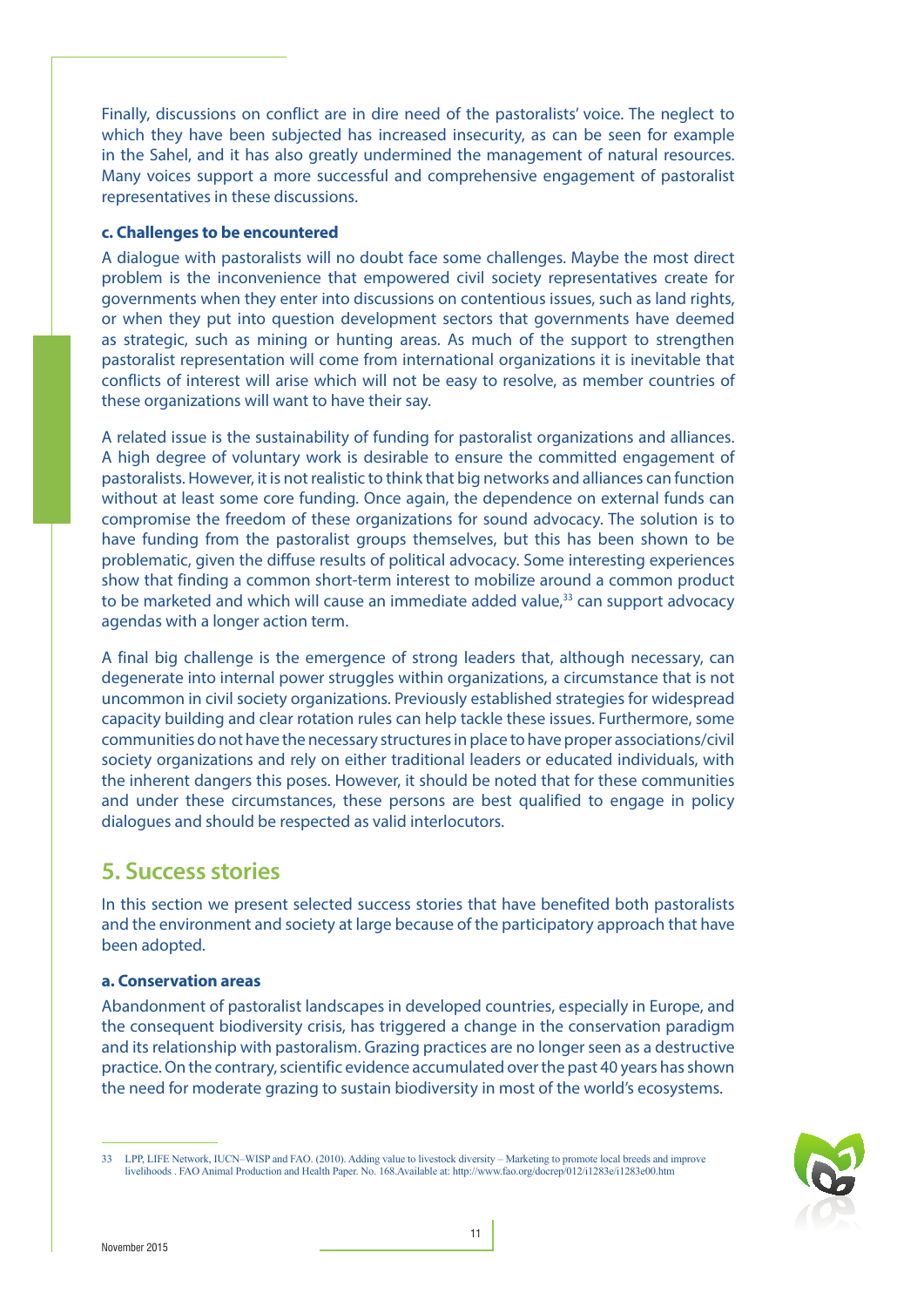Finally, discussions on conflict are in dire need of the pastoralists' voice. The neglect to which they have been subjected has increased insecurity, as can be seen for example in the Sahel, and it has also greatly undermined the management of natural resources. Many voices support a more successful and comprehensive engagement of pastoralist representatives in these discussions.

### c. Challenges to be encountered

A dialogue with pastoralists will no doubt face some challenges. Maybe the most direct problem is the inconvenience that empowered civil society representatives create for governments when they enter into discussions on contentious issues, such as land rights, or when they put into question development sectors that governments have deemed as strategic, such as mining or hunting areas. As much of the support to strengthen pastoralist representation will come from international organizations it is inevitable that conflicts of interest will arise which will not be easy to resolve, as member countries of these organizations will want to have their say.

A related issue is the sustainability of funding for pastoralist organizations and alliances. A high degree of voluntary work is desirable to ensure the committed engagement of pastoralists. However, it is not realistic to think that big networks and alliances can function without at least some core funding. Once again, the dependence on external funds can compromise the freedom of these organizations for sound advocacy. The solution is to have funding from the pastoralist groups themselves, but this has been shown to be problematic, given the diffuse results of political advocacy. Some interesting experiences show that finding a common short-term interest to mobilize around a common product to be marketed and which will cause an immediate added value,[33] can support advocacy agendas with a longer action term.

A final big challenge is the emergence of strong leaders that, although necessary, can degenerate into internal power struggles within organizations, a circumstance that is not uncommon in civil society organizations. Previously established strategies for widespread capacity building and clear rotation rules can help tackle these issues. Furthermore, some communities do not have the necessary structures in place to have proper associations/civil society organizations and rely on either traditional leaders or educated individuals, with the inherent dangers this poses. However, it should be noted that for these communities and under these circumstances, these persons are best qualified to engage in policy dialogues and should be respected as valid interlocutors.

## 5. Success stories

In this section we present selected success stories that have benefited both pastoralists and the environment and society at large because of the participatory approach that have been adopted.

### a. Conservation areas

Abandonment of pastoralist landscapes in developed countries, especially in Europe, and the consequent biodiversity crisis, has triggered a change in the conservation paradigm and its relationship with pastoralism. Grazing practices are no longer seen as a destructive practice. On the contrary, scientific evidence accumulated over the past 40 years has shown the need for moderate grazing to sustain biodiversity in most of the world's ecosystems.

---

33 LPP, LIFE Network, IUCN–WISP and FAO. (2010). Adding value to livestock diversity – Marketing to promote local breeds and improve livelihoods . FAO Animal Production and Health Paper. No. 168.Available at: http://www.fao.org/docrep/012/i1283e/i1283e00.htm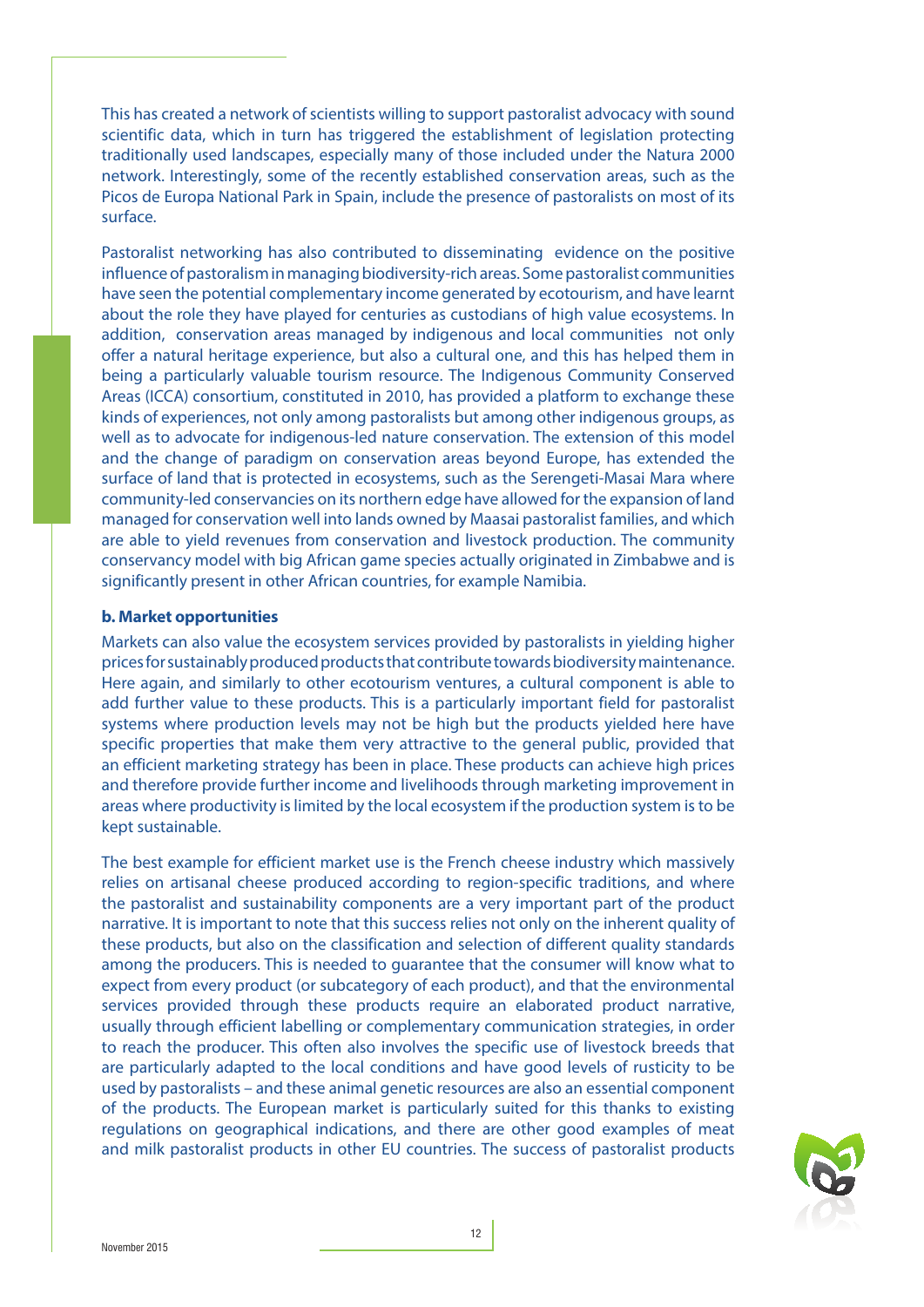This has created a network of scientists willing to support pastoralist advocacy with sound scientific data, which in turn has triggered the establishment of legislation protecting traditionally used landscapes, especially many of those included under the Natura 2000 network. Interestingly, some of the recently established conservation areas, such as the Picos de Europa National Park in Spain, include the presence of pastoralists on most of its surface.

Pastoralist networking has also contributed to disseminating evidence on the positive influence of pastoralism in managing biodiversity-rich areas. Some pastoralist communities have seen the potential complementary income generated by ecotourism, and have learnt about the role they have played for centuries as custodians of high value ecosystems. In addition, conservation areas managed by indigenous and local communities not only offer a natural heritage experience, but also a cultural one, and this has helped them in being a particularly valuable tourism resource. The Indigenous Community Conserved Areas (ICCA) consortium, constituted in 2010, has provided a platform to exchange these kinds of experiences, not only among pastoralists but among other indigenous groups, as well as to advocate for indigenous-led nature conservation. The extension of this model and the change of paradigm on conservation areas beyond Europe, has extended the surface of land that is protected in ecosystems, such as the Serengeti-Masai Mara where community-led conservancies on its northern edge have allowed for the expansion of land managed for conservation well into lands owned by Maasai pastoralist families, and which are able to yield revenues from conservation and livestock production. The community conservancy model with big African game species actually originated in Zimbabwe and is significantly present in other African countries, for example Namibia.

**b. Market opportunities**

Markets can also value the ecosystem services provided by pastoralists in yielding higher prices for sustainably produced products that contribute towards biodiversity maintenance. Here again, and similarly to other ecotourism ventures, a cultural component is able to add further value to these products. This is a particularly important field for pastoralist systems where production levels may not be high but the products yielded here have specific properties that make them very attractive to the general public, provided that an efficient marketing strategy has been in place. These products can achieve high prices and therefore provide further income and livelihoods through marketing improvement in areas where productivity is limited by the local ecosystem if the production system is to be kept sustainable.

The best example for efficient market use is the French cheese industry which massively relies on artisanal cheese produced according to region-specific traditions, and where the pastoralist and sustainability components are a very important part of the product narrative. It is important to note that this success relies not only on the inherent quality of these products, but also on the classification and selection of different quality standards among the producers. This is needed to guarantee that the consumer will know what to expect from every product (or subcategory of each product), and that the environmental services provided through these products require an elaborated product narrative, usually through efficient labelling or complementary communication strategies, in order to reach the producer. This often also involves the specific use of livestock breeds that are particularly adapted to the local conditions and have good levels of rusticity to be used by pastoralists – and these animal genetic resources are also an essential component of the products. The European market is particularly suited for this thanks to existing regulations on geographical indications, and there are other good examples of meat and milk pastoralist products in other EU countries. The success of pastoralist products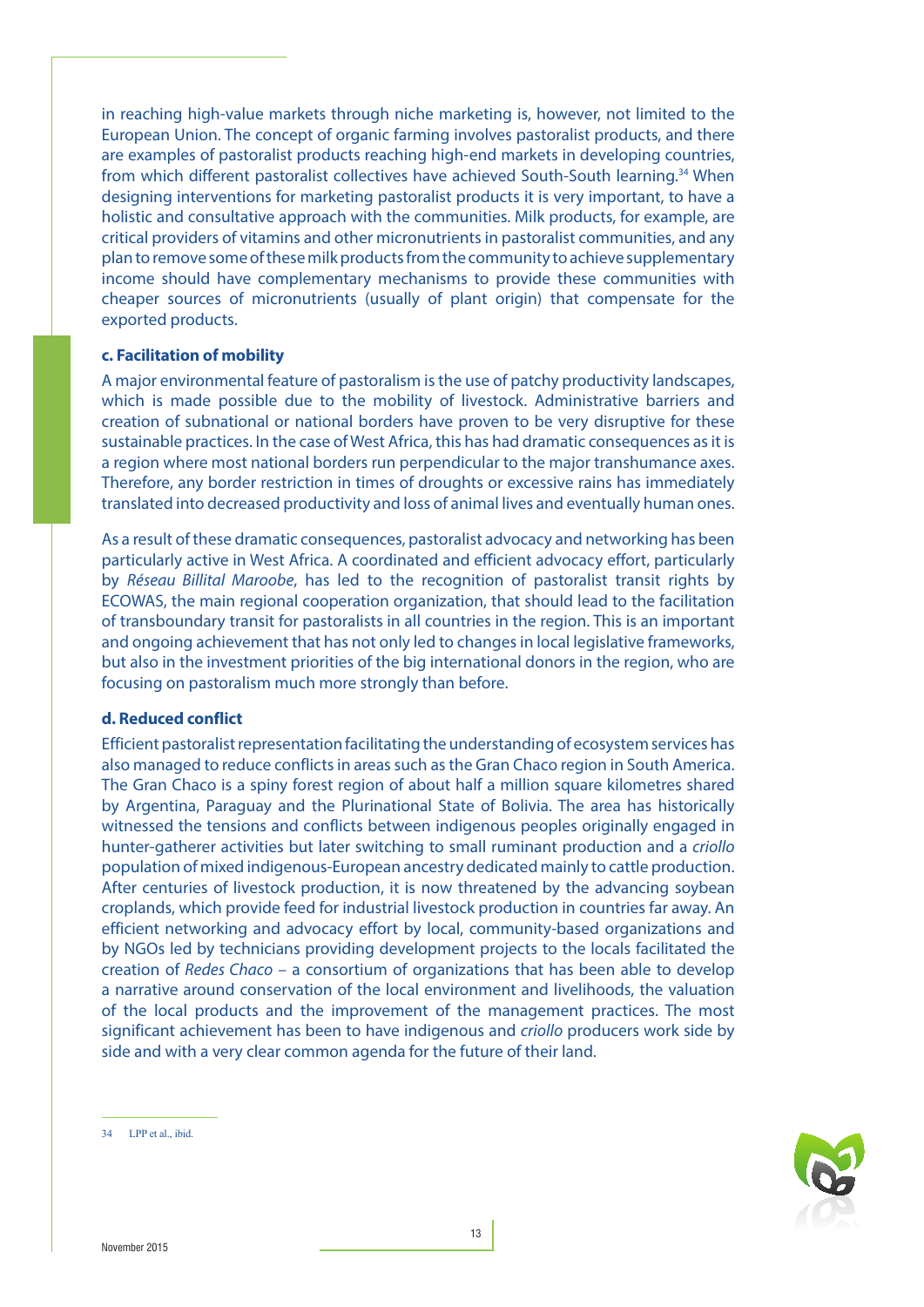in reaching high-value markets through niche marketing is, however, not limited to the European Union. The concept of organic farming involves pastoralist products, and there are examples of pastoralist products reaching high-end markets in developing countries, from which different pastoralist collectives have achieved South-South learning.[34] When designing interventions for marketing pastoralist products it is very important, to have a holistic and consultative approach with the communities. Milk products, for example, are critical providers of vitamins and other micronutrients in pastoralist communities, and any plan to remove some of these milk products from the community to achieve supplementary income should have complementary mechanisms to provide these communities with cheaper sources of micronutrients (usually of plant origin) that compensate for the exported products.

#### c. Facilitation of mobility

A major environmental feature of pastoralism is the use of patchy productivity landscapes, which is made possible due to the mobility of livestock. Administrative barriers and creation of subnational or national borders have proven to be very disruptive for these sustainable practices. In the case of West Africa, this has had dramatic consequences as it is a region where most national borders run perpendicular to the major transhumance axes. Therefore, any border restriction in times of droughts or excessive rains has immediately translated into decreased productivity and loss of animal lives and eventually human ones.

As a result of these dramatic consequences, pastoralist advocacy and networking has been particularly active in West Africa. A coordinated and efficient advocacy effort, particularly by *Réseau Billital Maroobe*, has led to the recognition of pastoralist transit rights by ECOWAS, the main regional cooperation organization, that should lead to the facilitation of transboundary transit for pastoralists in all countries in the region. This is an important and ongoing achievement that has not only led to changes in local legislative frameworks, but also in the investment priorities of the big international donors in the region, who are focusing on pastoralism much more strongly than before.

#### d. Reduced conflict

Efficient pastoralist representation facilitating the understanding of ecosystem services has also managed to reduce conflicts in areas such as the Gran Chaco region in South America. The Gran Chaco is a spiny forest region of about half a million square kilometres shared by Argentina, Paraguay and the Plurinational State of Bolivia. The area has historically witnessed the tensions and conflicts between indigenous peoples originally engaged in hunter-gatherer activities but later switching to small ruminant production and a *criollo* population of mixed indigenous-European ancestry dedicated mainly to cattle production. After centuries of livestock production, it is now threatened by the advancing soybean croplands, which provide feed for industrial livestock production in countries far away. An efficient networking and advocacy effort by local, community-based organizations and by NGOs led by technicians providing development projects to the locals facilitated the creation of *Redes Chaco* – a consortium of organizations that has been able to develop a narrative around conservation of the local environment and livelihoods, the valuation of the local products and the improvement of the management practices. The most significant achievement has been to have indigenous and *criollo* producers work side by side and with a very clear common agenda for the future of their land.

---

34 LPP et al., ibid.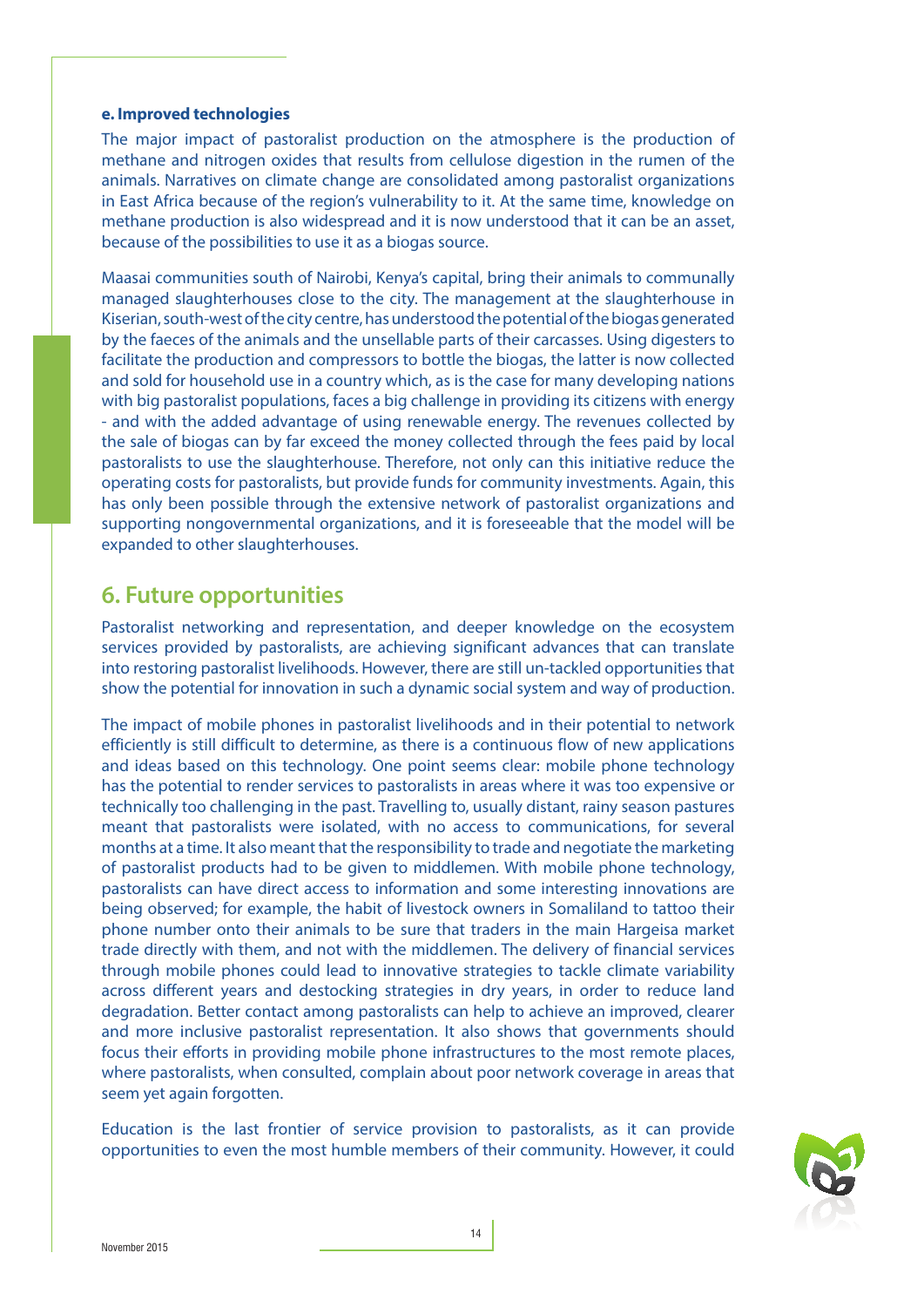#### e. Improved technologies

The major impact of pastoralist production on the atmosphere is the production of methane and nitrogen oxides that results from cellulose digestion in the rumen of the animals. Narratives on climate change are consolidated among pastoralist organizations in East Africa because of the region's vulnerability to it. At the same time, knowledge on methane production is also widespread and it is now understood that it can be an asset, because of the possibilities to use it as a biogas source.

Maasai communities south of Nairobi, Kenya's capital, bring their animals to communally managed slaughterhouses close to the city. The management at the slaughterhouse in Kiserian, south-west of the city centre, has understood the potential of the biogas generated by the faeces of the animals and the unsellable parts of their carcasses. Using digesters to facilitate the production and compressors to bottle the biogas, the latter is now collected and sold for household use in a country which, as is the case for many developing nations with big pastoralist populations, faces a big challenge in providing its citizens with energy - and with the added advantage of using renewable energy. The revenues collected by the sale of biogas can by far exceed the money collected through the fees paid by local pastoralists to use the slaughterhouse. Therefore, not only can this initiative reduce the operating costs for pastoralists, but provide funds for community investments. Again, this has only been possible through the extensive network of pastoralist organizations and supporting nongovernmental organizations, and it is foreseeable that the model will be expanded to other slaughterhouses.

## 6. Future opportunities

Pastoralist networking and representation, and deeper knowledge on the ecosystem services provided by pastoralists, are achieving significant advances that can translate into restoring pastoralist livelihoods. However, there are still un-tackled opportunities that show the potential for innovation in such a dynamic social system and way of production.

The impact of mobile phones in pastoralist livelihoods and in their potential to network efficiently is still difficult to determine, as there is a continuous flow of new applications and ideas based on this technology. One point seems clear: mobile phone technology has the potential to render services to pastoralists in areas where it was too expensive or technically too challenging in the past. Travelling to, usually distant, rainy season pastures meant that pastoralists were isolated, with no access to communications, for several months at a time. It also meant that the responsibility to trade and negotiate the marketing of pastoralist products had to be given to middlemen. With mobile phone technology, pastoralists can have direct access to information and some interesting innovations are being observed; for example, the habit of livestock owners in Somaliland to tattoo their phone number onto their animals to be sure that traders in the main Hargeisa market trade directly with them, and not with the middlemen. The delivery of financial services through mobile phones could lead to innovative strategies to tackle climate variability across different years and destocking strategies in dry years, in order to reduce land degradation. Better contact among pastoralists can help to achieve an improved, clearer and more inclusive pastoralist representation. It also shows that governments should focus their efforts in providing mobile phone infrastructures to the most remote places, where pastoralists, when consulted, complain about poor network coverage in areas that seem yet again forgotten.

Education is the last frontier of service provision to pastoralists, as it can provide opportunities to even the most humble members of their community. However, it could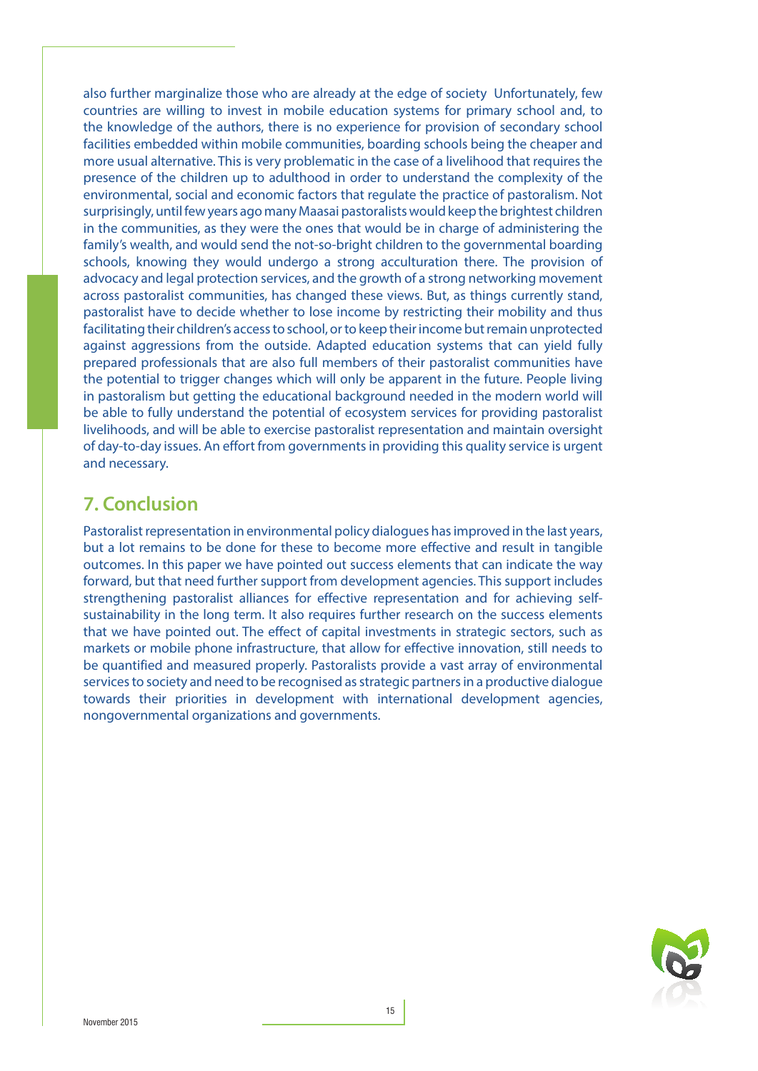also further marginalize those who are already at the edge of society Unfortunately, few countries are willing to invest in mobile education systems for primary school and, to the knowledge of the authors, there is no experience for provision of secondary school facilities embedded within mobile communities, boarding schools being the cheaper and more usual alternative. This is very problematic in the case of a livelihood that requires the presence of the children up to adulthood in order to understand the complexity of the environmental, social and economic factors that regulate the practice of pastoralism. Not surprisingly, until few years ago many Maasai pastoralists would keep the brightest children in the communities, as they were the ones that would be in charge of administering the family's wealth, and would send the not-so-bright children to the governmental boarding schools, knowing they would undergo a strong acculturation there. The provision of advocacy and legal protection services, and the growth of a strong networking movement across pastoralist communities, has changed these views. But, as things currently stand, pastoralist have to decide whether to lose income by restricting their mobility and thus facilitating their children's access to school, or to keep their income but remain unprotected against aggressions from the outside. Adapted education systems that can yield fully prepared professionals that are also full members of their pastoralist communities have the potential to trigger changes which will only be apparent in the future. People living in pastoralism but getting the educational background needed in the modern world will be able to fully understand the potential of ecosystem services for providing pastoralist livelihoods, and will be able to exercise pastoralist representation and maintain oversight of day-to-day issues. An effort from governments in providing this quality service is urgent and necessary.

## 7. Conclusion

Pastoralist representation in environmental policy dialogues has improved in the last years, but a lot remains to be done for these to become more effective and result in tangible outcomes. In this paper we have pointed out success elements that can indicate the way forward, but that need further support from development agencies. This support includes strengthening pastoralist alliances for effective representation and for achieving self-sustainability in the long term. It also requires further research on the success elements that we have pointed out. The effect of capital investments in strategic sectors, such as markets or mobile phone infrastructure, that allow for effective innovation, still needs to be quantified and measured properly. Pastoralists provide a vast array of environmental services to society and need to be recognised as strategic partners in a productive dialogue towards their priorities in development with international development agencies, nongovernmental organizations and governments.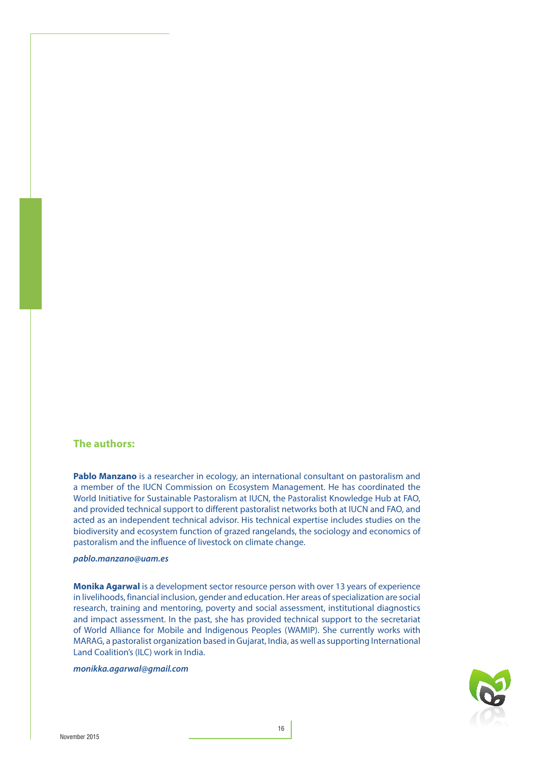## The authors:

**Pablo Manzano** is a researcher in ecology, an international consultant on pastoralism and a member of the IUCN Commission on Ecosystem Management. He has coordinated the World Initiative for Sustainable Pastoralism at IUCN, the Pastoralist Knowledge Hub at FAO, and provided technical support to different pastoralist networks both at IUCN and FAO, and acted as an independent technical advisor. His technical expertise includes studies on the biodiversity and ecosystem function of grazed rangelands, the sociology and economics of pastoralism and the influence of livestock on climate change.

***pablo.manzano@uam.es***

**Monika Agarwal** is a development sector resource person with over 13 years of experience in livelihoods, financial inclusion, gender and education. Her areas of specialization are social research, training and mentoring, poverty and social assessment, institutional diagnostics and impact assessment. In the past, she has provided technical support to the secretariat of World Alliance for Mobile and Indigenous Peoples (WAMIP). She currently works with MARAG, a pastoralist organization based in Gujarat, India, as well as supporting International Land Coalition's (ILC) work in India.

***monikka.agarwal@gmail.com***

November 2015